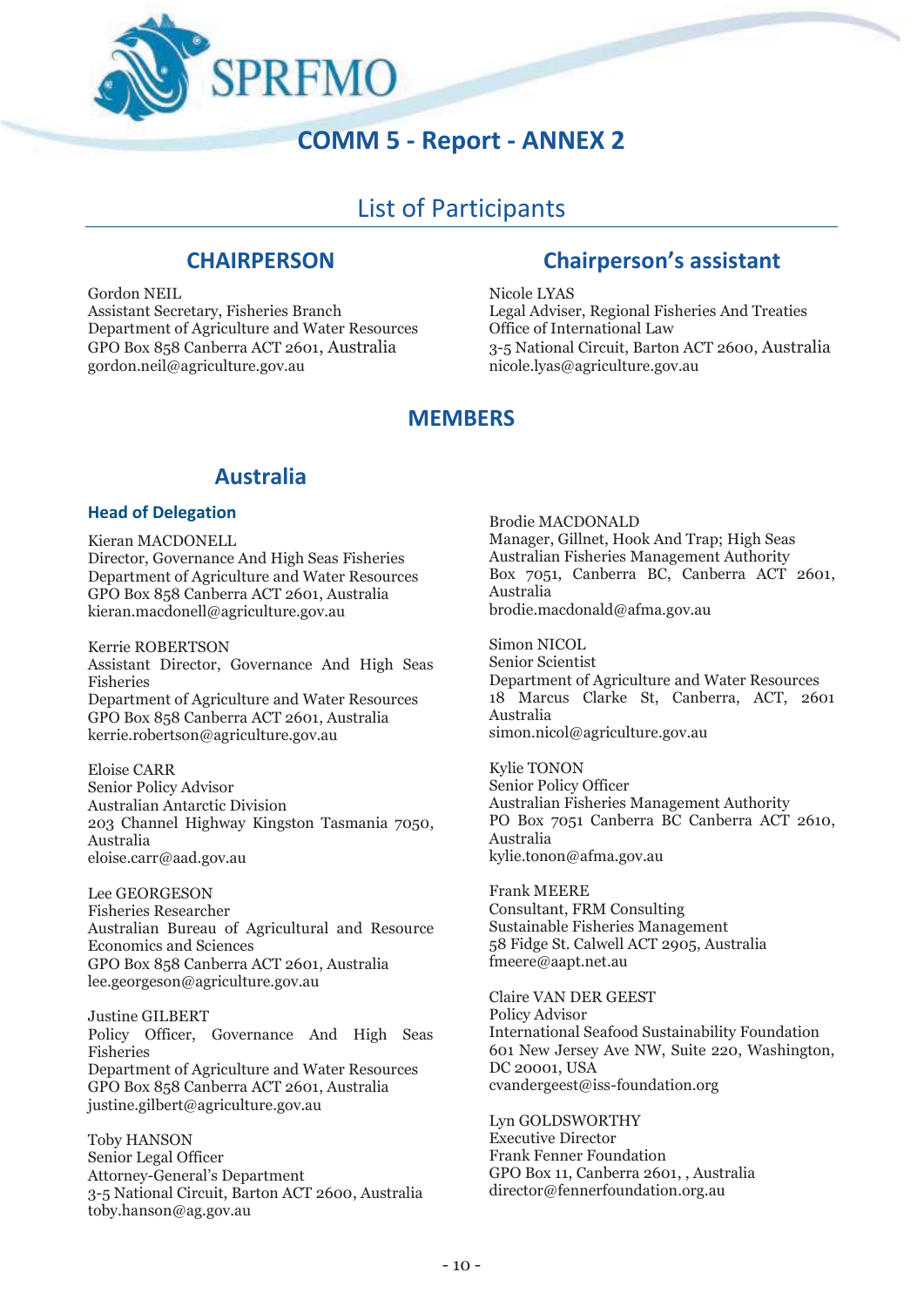# COMM 5 - Report - ANNEX 2

## List of Participants

### CHAIRPERSON

Gordon NEIL
Assistant Secretary, Fisheries Branch
Department of Agriculture and Water Resources
GPO Box 858 Canberra ACT 2601, Australia
gordon.neil@agriculture.gov.au

### Chairperson's assistant

Nicole LYAS
Legal Adviser, Regional Fisheries And Treaties
Office of International Law
3-5 National Circuit, Barton ACT 2600, Australia
nicole.lyas@agriculture.gov.au

## MEMBERS

### Australia

#### Head of Delegation

Kieran MACDONELL
Director, Governance And High Seas Fisheries
Department of Agriculture and Water Resources
GPO Box 858 Canberra ACT 2601, Australia
kieran.macdonell@agriculture.gov.au

Kerrie ROBERTSON
Assistant Director, Governance And High Seas Fisheries
Department of Agriculture and Water Resources
GPO Box 858 Canberra ACT 2601, Australia
kerrie.robertson@agriculture.gov.au

Eloise CARR
Senior Policy Advisor
Australian Antarctic Division
203 Channel Highway Kingston Tasmania 7050, Australia
eloise.carr@aad.gov.au

Lee GEORGESON
Fisheries Researcher
Australian Bureau of Agricultural and Resource Economics and Sciences
GPO Box 858 Canberra ACT 2601, Australia
lee.georgeson@agriculture.gov.au

Justine GILBERT
Policy Officer, Governance And High Seas Fisheries
Department of Agriculture and Water Resources
GPO Box 858 Canberra ACT 2601, Australia
justine.gilbert@agriculture.gov.au

Toby HANSON
Senior Legal Officer
Attorney-General's Department
3-5 National Circuit, Barton ACT 2600, Australia
toby.hanson@ag.gov.au

Brodie MACDONALD
Manager, Gillnet, Hook And Trap; High Seas
Australian Fisheries Management Authority
Box 7051, Canberra BC, Canberra ACT 2601, Australia
brodie.macdonald@afma.gov.au

Simon NICOL
Senior Scientist
Department of Agriculture and Water Resources
18 Marcus Clarke St, Canberra, ACT, 2601 Australia
simon.nicol@agriculture.gov.au

Kylie TONON
Senior Policy Officer
Australian Fisheries Management Authority
PO Box 7051 Canberra BC Canberra ACT 2610, Australia
kylie.tonon@afma.gov.au

Frank MEERE
Consultant, FRM Consulting
Sustainable Fisheries Management
58 Fidge St. Calwell ACT 2905, Australia
fmeere@aapt.net.au

Claire VAN DER GEEST
Policy Advisor
International Seafood Sustainability Foundation
601 New Jersey Ave NW, Suite 220, Washington, DC 20001, USA
cvandergeest@iss-foundation.org

Lyn GOLDSWORTHY
Executive Director
Frank Fenner Foundation
GPO Box 11, Canberra 2601, , Australia
director@fennerfoundation.org.au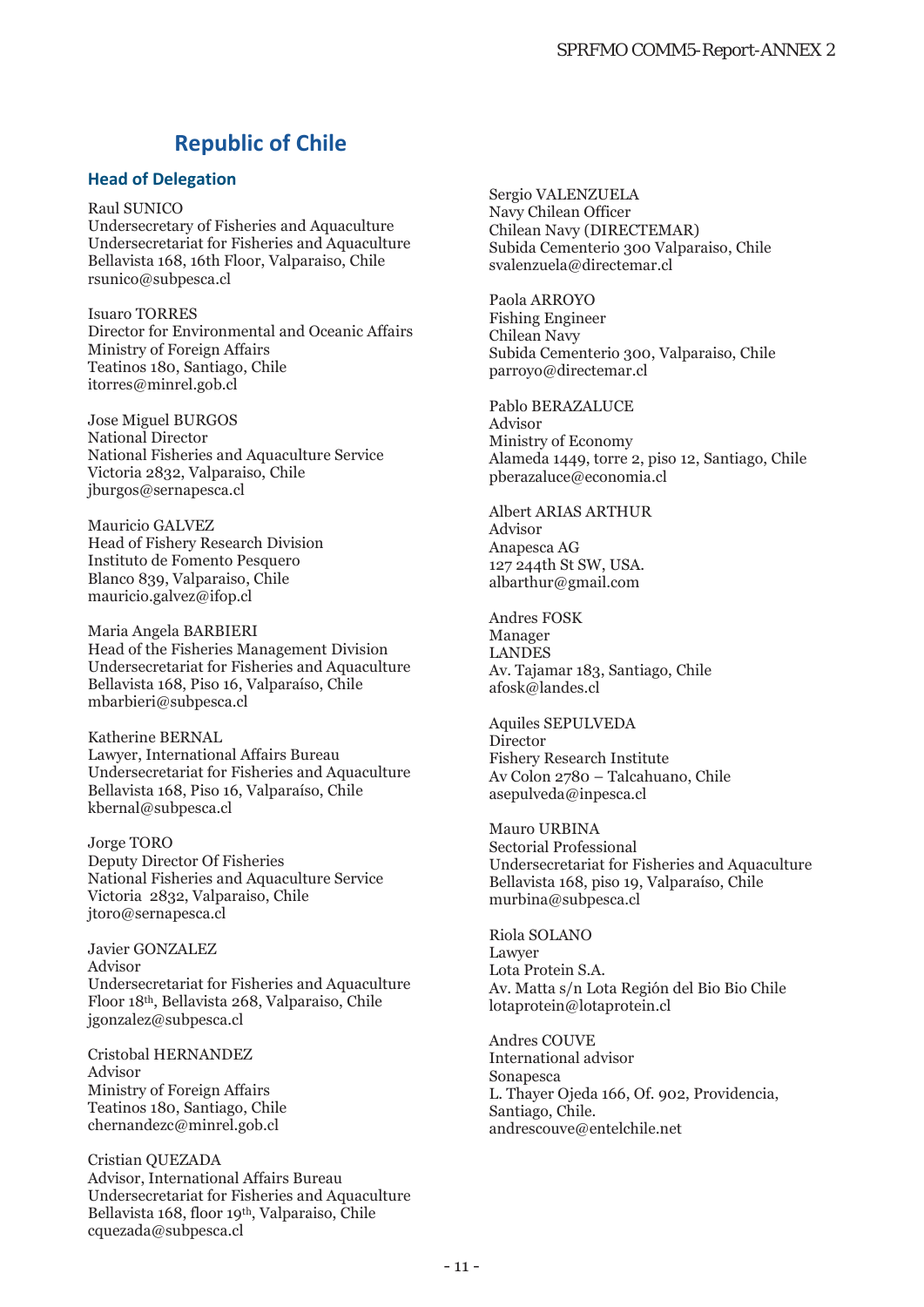## Republic of Chile

### Head of Delegation

Raul SUNICO
Undersecretary of Fisheries and Aquaculture
Undersecretariat for Fisheries and Aquaculture
Bellavista 168, 16th Floor, Valparaiso, Chile
rsunico@subpesca.cl

Isuaro TORRES
Director for Environmental and Oceanic Affairs
Ministry of Foreign Affairs
Teatinos 180, Santiago, Chile
itorres@minrel.gob.cl

Jose Miguel BURGOS
National Director
National Fisheries and Aquaculture Service
Victoria 2832, Valparaiso, Chile
jburgos@sernapesca.cl

Mauricio GALVEZ
Head of Fishery Research Division
Instituto de Fomento Pesquero
Blanco 839, Valparaiso, Chile
mauricio.galvez@ifop.cl

Maria Angela BARBIERI
Head of the Fisheries Management Division
Undersecretariat for Fisheries and Aquaculture
Bellavista 168, Piso 16, Valparaíso, Chile
mbarbieri@subpesca.cl

Katherine BERNAL
Lawyer, International Affairs Bureau
Undersecretariat for Fisheries and Aquaculture
Bellavista 168, Piso 16, Valparaíso, Chile
kbernal@subpesca.cl

Jorge TORO
Deputy Director Of Fisheries
National Fisheries and Aquaculture Service
Victoria 2832, Valparaiso, Chile
jtoro@sernapesca.cl

Javier GONZALEZ
Advisor
Undersecretariat for Fisheries and Aquaculture
Floor 18th, Bellavista 268, Valparaiso, Chile
jgonzalez@subpesca.cl

Cristobal HERNANDEZ
Advisor
Ministry of Foreign Affairs
Teatinos 180, Santiago, Chile
chernandezc@minrel.gob.cl

Cristian QUEZADA
Advisor, International Affairs Bureau
Undersecretariat for Fisheries and Aquaculture
Bellavista 168, floor 19th, Valparaiso, Chile
cquezada@subpesca.cl

Sergio VALENZUELA
Navy Chilean Officer
Chilean Navy (DIRECTEMAR)
Subida Cementerio 300 Valparaiso, Chile
svalenzuela@directemar.cl

Paola ARROYO
Fishing Engineer
Chilean Navy
Subida Cementerio 300, Valparaiso, Chile
parroyo@directemar.cl

Pablo BERAZALUCE
Advisor
Ministry of Economy
Alameda 1449, torre 2, piso 12, Santiago, Chile
pberazaluce@economia.cl

Albert ARIAS ARTHUR
Advisor
Anapesca AG
127 244th St SW, USA.
albarthur@gmail.com

Andres FOSK
Manager
LANDES
Av. Tajamar 183, Santiago, Chile
afosk@landes.cl

Aquiles SEPULVEDA
Director
Fishery Research Institute
Av Colon 2780 – Talcahuano, Chile
asepulveda@inpesca.cl

Mauro URBINA
Sectorial Professional
Undersecretariat for Fisheries and Aquaculture
Bellavista 168, piso 19, Valparaíso, Chile
murbina@subpesca.cl

Riola SOLANO
Lawyer
Lota Protein S.A.
Av. Matta s/n Lota Región del Bio Bio Chile
lotaprotein@lotaprotein.cl

Andres COUVE
International advisor
Sonapesca
L. Thayer Ojeda 166, Of. 902, Providencia, Santiago, Chile.
andrescouve@entelchile.net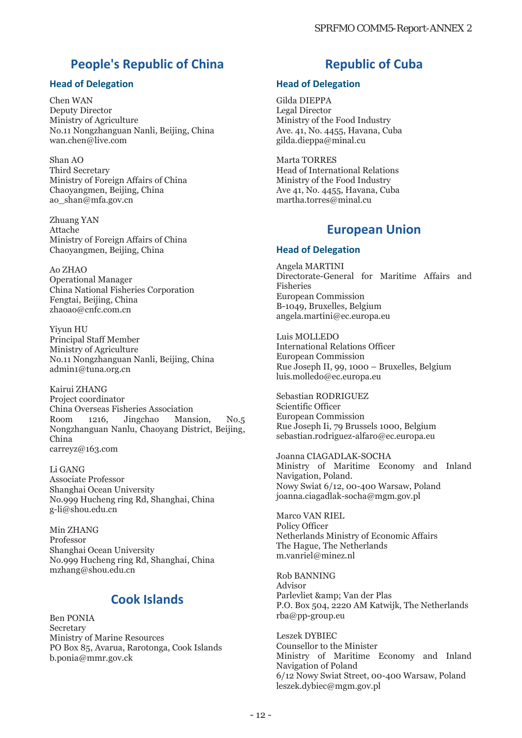## People's Republic of China

### Head of Delegation

Chen WAN
Deputy Director
Ministry of Agriculture
No.11 Nongzhanguan Nanli, Beijing, China
wan.chen@live.com

Shan AO
Third Secretary
Ministry of Foreign Affairs of China
Chaoyangmen, Beijing, China
ao_shan@mfa.gov.cn

Zhuang YAN
Attache
Ministry of Foreign Affairs of China
Chaoyangmen, Beijing, China

Ao ZHAO
Operational Manager
China National Fisheries Corporation
Fengtai, Beijing, China
zhaoao@cnfc.com.cn

Yiyun HU
Principal Staff Member
Ministry of Agriculture
No.11 Nongzhanguan Nanli, Beijing, China
admin1@tuna.org.cn

Kairui ZHANG
Project coordinator
China Overseas Fisheries Association
Room 1216, Jingchao Mansion, No.5 Nongzhanguan Nanlu, Chaoyang District, Beijing, China
carreyz@163.com

Li GANG
Associate Professor
Shanghai Ocean University
No.999 Hucheng ring Rd, Shanghai, China
g-li@shou.edu.cn

Min ZHANG
Professor
Shanghai Ocean University
No.999 Hucheng ring Rd, Shanghai, China
mzhang@shou.edu.cn

## Cook Islands

Ben PONIA
Secretary
Ministry of Marine Resources
PO Box 85, Avarua, Rarotonga, Cook Islands
b.ponia@mmr.gov.ck

## Republic of Cuba

### Head of Delegation

Gilda DIEPPA
Legal Director
Ministry of the Food Industry
Ave. 41, No. 4455, Havana, Cuba
gilda.dieppa@minal.cu

Marta TORRES
Head of International Relations
Ministry of the Food Industry
Ave 41, No. 4455, Havana, Cuba
martha.torres@minal.cu

## European Union

### Head of Delegation

Angela MARTINI
Directorate-General for Maritime Affairs and Fisheries
European Commission
B-1049, Bruxelles, Belgium
angela.martini@ec.europa.eu

Luis MOLLEDO
International Relations Officer
European Commission
Rue Joseph II, 99, 1000 – Bruxelles, Belgium
luis.molledo@ec.europa.eu

Sebastian RODRIGUEZ
Scientific Officer
European Commission
Rue Joseph Ii, 79 Brussels 1000, Belgium
sebastian.rodriguez-alfaro@ec.europa.eu

Joanna CIAGADLAK-SOCHA
Ministry of Maritime Economy and Inland Navigation, Poland.
Nowy Swiat 6/12, 00-400 Warsaw, Poland
joanna.ciagadlak-socha@mgm.gov.pl

Marco VAN RIEL
Policy Officer
Netherlands Ministry of Economic Affairs
The Hague, The Netherlands
m.vanriel@minez.nl

Rob BANNING
Advisor
Parlevliet &amp; Van der Plas
P.O. Box 504, 2220 AM Katwijk, The Netherlands
rba@pp-group.eu

Leszek DYBIEC
Counsellor to the Minister
Ministry of Maritime Economy and Inland Navigation of Poland
6/12 Nowy Swiat Street, 00-400 Warsaw, Poland
leszek.dybiec@mgm.gov.pl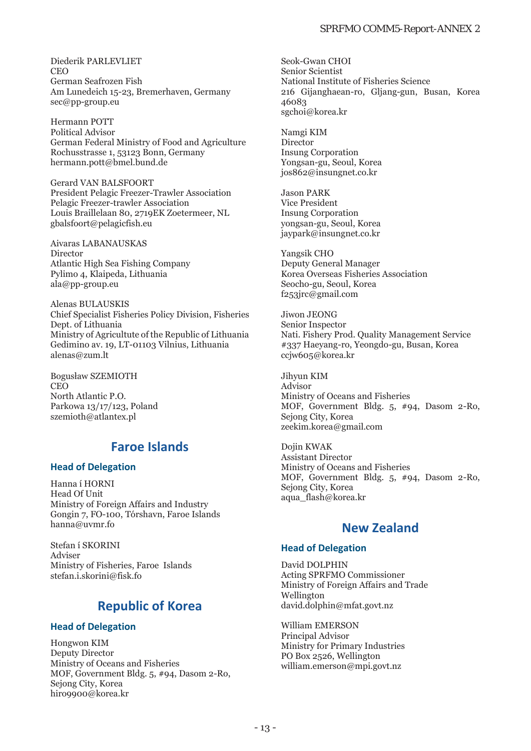Diederik PARLEVLIET
CEO
German Seafrozen Fish
Am Lunedeich 15-23, Bremerhaven, Germany
sec@pp-group.eu

Hermann POTT
Political Advisor
German Federal Ministry of Food and Agriculture
Rochusstrasse 1, 53123 Bonn, Germany
hermann.pott@bmel.bund.de

Gerard VAN BALSFOORT
President Pelagic Freezer-Trawler Association
Pelagic Freezer-trawler Association
Louis Braillelaan 80, 2719EK Zoetermeer, NL
gbalsfoort@pelagicfish.eu

Aivaras LABANAUSKAS
Director
Atlantic High Sea Fishing Company
Pylimo 4, Klaipeda, Lithuania
ala@pp-group.eu

Alenas BULAUSKIS
Chief Specialist Fisheries Policy Division, Fisheries Dept. of Lithuania
Ministry of Agricultute of the Republic of Lithuania
Gedimino av. 19, LT-01103 Vilnius, Lithuania
alenas@zum.lt

Bogusław SZEMIOTH
CEO
North Atlantic P.O.
Parkowa 13/17/123, Poland
szemioth@atlantex.pl

## Faroe Islands

### Head of Delegation

Hanna í HORNI
Head Of Unit
Ministry of Foreign Affairs and Industry
Gongin 7, FO-100, Tórshavn, Faroe Islands
hanna@uvmr.fo

Stefan í SKORINI
Adviser
Ministry of Fisheries, Faroe Islands
stefan.i.skorini@fisk.fo

## Republic of Korea

### Head of Delegation

Hongwon KIM
Deputy Director
Ministry of Oceans and Fisheries
MOF, Government Bldg. 5, #94, Dasom 2-Ro, Sejong City, Korea
hiro9900@korea.kr

Seok-Gwan CHOI
Senior Scientist
National Institute of Fisheries Science
216 Gijanghaean-ro, Gljang-gun, Busan, Korea 46083
sgchoi@korea.kr

Namgi KIM
Director
Insung Corporation
Yongsan-gu, Seoul, Korea
jos862@insungnet.co.kr

Jason PARK
Vice President
Insung Corporation
yongsan-gu, Seoul, Korea
jaypark@insungnet.co.kr

Yangsik CHO
Deputy General Manager
Korea Overseas Fisheries Association
Seocho-gu, Seoul, Korea
f253jrc@gmail.com

Jiwon JEONG
Senior Inspector
Nati. Fishery Prod. Quality Management Service
#337 Haeyang-ro, Yeongdo-gu, Busan, Korea
ccjw605@korea.kr

Jihyun KIM
Advisor
Ministry of Oceans and Fisheries
MOF, Government Bldg. 5, #94, Dasom 2-Ro, Sejong City, Korea
zeekim.korea@gmail.com

Dojin KWAK
Assistant Director
Ministry of Oceans and Fisheries
MOF, Government Bldg. 5, #94, Dasom 2-Ro, Sejong City, Korea
aqua_flash@korea.kr

## New Zealand

### Head of Delegation

David DOLPHIN
Acting SPRFMO Commissioner
Ministry of Foreign Affairs and Trade
Wellington
david.dolphin@mfat.govt.nz

William EMERSON
Principal Advisor
Ministry for Primary Industries
PO Box 2526, Wellington
william.emerson@mpi.govt.nz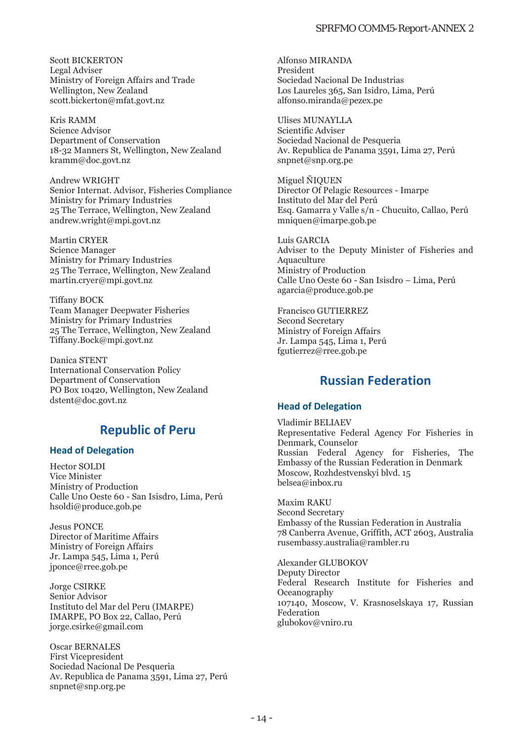Scott BICKERTON
Legal Adviser
Ministry of Foreign Affairs and Trade
Wellington, New Zealand
scott.bickerton@mfat.govt.nz

Kris RAMM
Science Advisor
Department of Conservation
18-32 Manners St, Wellington, New Zealand
kramm@doc.govt.nz

Andrew WRIGHT
Senior Internat. Advisor, Fisheries Compliance
Ministry for Primary Industries
25 The Terrace, Wellington, New Zealand
andrew.wright@mpi.govt.nz

Martin CRYER
Science Manager
Ministry for Primary Industries
25 The Terrace, Wellington, New Zealand
martin.cryer@mpi.govt.nz

Tiffany BOCK
Team Manager Deepwater Fisheries
Ministry for Primary Industries
25 The Terrace, Wellington, New Zealand
Tiffany.Bock@mpi.govt.nz

Danica STENT
International Conservation Policy
Department of Conservation
PO Box 10420, Wellington, New Zealand
dstent@doc.govt.nz

## Republic of Peru

### Head of Delegation

Hector SOLDI
Vice Minister
Ministry of Production
Calle Uno Oeste 60 - San Isisdro, Lima, Perú
hsoldi@produce.gob.pe

Jesus PONCE
Director of Maritime Affairs
Ministry of Foreign Affairs
Jr. Lampa 545, Lima 1, Perú
jponce@rree.gob.pe

Jorge CSIRKE
Senior Advisor
Instituto del Mar del Peru (IMARPE)
IMARPE, PO Box 22, Callao, Perú
jorge.csirke@gmail.com

Oscar BERNALES
First Vicepresident
Sociedad Nacional De Pesqueria
Av. Republica de Panama 3591, Lima 27, Perú
snpnet@snp.org.pe

Alfonso MIRANDA
President
Sociedad Nacional De Industrias
Los Laureles 365, San Isidro, Lima, Perú
alfonso.miranda@pezex.pe

Ulises MUNAYLLA
Scientific Adviser
Sociedad Nacional de Pesqueria
Av. Republica de Panama 3591, Lima 27, Perú
snpnet@snp.org.pe

Miguel ÑIQUEN
Director Of Pelagic Resources - Imarpe
Instituto del Mar del Perú
Esq. Gamarra y Valle s/n - Chucuito, Callao, Perú
mniquen@imarpe.gob.pe

Luis GARCIA
Adviser to the Deputy Minister of Fisheries and Aquaculture
Ministry of Production
Calle Uno Oeste 60 - San Isisdro – Lima, Perú
agarcia@produce.gob.pe

Francisco GUTIERREZ
Second Secretary
Ministry of Foreign Affairs
Jr. Lampa 545, Lima 1, Perú
fgutierrez@rree.gob.pe

## Russian Federation

### Head of Delegation

Vladimir BELIAEV
Representative Federal Agency For Fisheries in Denmark, Counselor
Russian Federal Agency for Fisheries, The Embassy of the Russian Federation in Denmark
Moscow, Rozhdestvenskyi blvd. 15
belsea@inbox.ru

Maxim RAKU
Second Secretary
Embassy of the Russian Federation in Australia
78 Canberra Avenue, Griffith, ACT 2603, Australia
rusembassy.australia@rambler.ru

Alexander GLUBOKOV
Deputy Director
Federal Research Institute for Fisheries and Oceanography
107140, Moscow, V. Krasnoselskaya 17, Russian Federation
glubokov@vniro.ru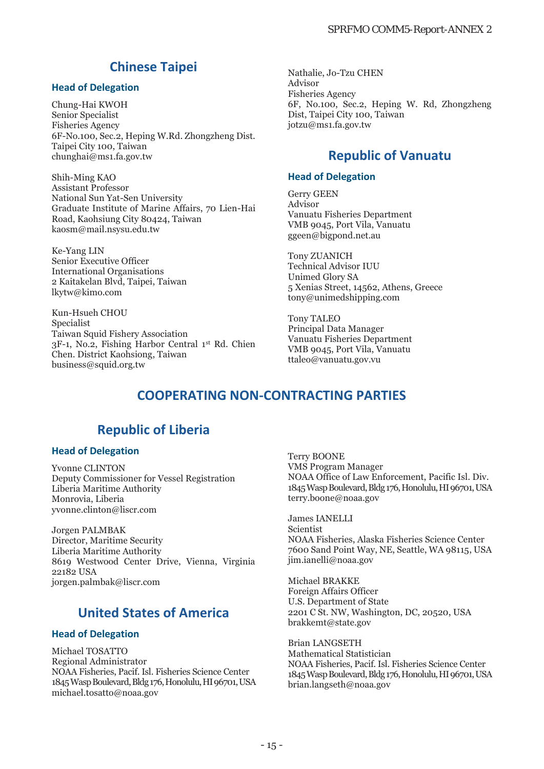## Chinese Taipei

### Head of Delegation

Chung-Hai KWOH
Senior Specialist
Fisheries Agency
6F-No.100, Sec.2, Heping W.Rd. Zhongzheng Dist.
Taipei City 100, Taiwan
chunghai@ms1.fa.gov.tw

Shih-Ming KAO
Assistant Professor
National Sun Yat-Sen University
Graduate Institute of Marine Affairs, 70 Lien-Hai Road, Kaohsiung City 80424, Taiwan
kaosm@mail.nsysu.edu.tw

Ke-Yang LIN
Senior Executive Officer
International Organisations
2 Kaitakelan Blvd, Taipei, Taiwan
lkytw@kimo.com

Kun-Hsueh CHOU
Specialist
Taiwan Squid Fishery Association
3F-1, No.2, Fishing Harbor Central 1st Rd. Chien Chen. District Kaohsiong, Taiwan
business@squid.org.tw

Nathalie, Jo-Tzu CHEN
Advisor
Fisheries Agency
6F, No.100, Sec.2, Heping W. Rd, Zhongzheng Dist, Taipei City 100, Taiwan
jotzu@ms1.fa.gov.tw

## Republic of Vanuatu

### Head of Delegation

Gerry GEEN
Advisor
Vanuatu Fisheries Department
VMB 9045, Port Vila, Vanuatu
ggeen@bigpond.net.au

Tony ZUANICH
Technical Advisor IUU
Unimed Glory SA
5 Xenias Street, 14562, Athens, Greece
tony@unimedshipping.com

Tony TALEO
Principal Data Manager
Vanuatu Fisheries Department
VMB 9045, Port Vila, Vanuatu
ttaleo@vanuatu.gov.vu

# COOPERATING NON-CONTRACTING PARTIES

## Republic of Liberia

### Head of Delegation

Yvonne CLINTON
Deputy Commissioner for Vessel Registration
Liberia Maritime Authority
Monrovia, Liberia
yvonne.clinton@liscr.com

Jorgen PALMBAK
Director, Maritime Security
Liberia Maritime Authority
8619 Westwood Center Drive, Vienna, Virginia 22182 USA
jorgen.palmbak@liscr.com

## United States of America

### Head of Delegation

Michael TOSATTO
Regional Administrator
NOAA Fisheries, Pacif. Isl. Fisheries Science Center
1845 Wasp Boulevard, Bldg 176, Honolulu, HI 96701, USA
michael.tosatto@noaa.gov

Terry BOONE
VMS Program Manager
NOAA Office of Law Enforcement, Pacific Isl. Div.
1845 Wasp Boulevard, Bldg 176, Honolulu, HI 96701, USA
terry.boone@noaa.gov

James IANELLI
Scientist
NOAA Fisheries, Alaska Fisheries Science Center
7600 Sand Point Way, NE, Seattle, WA 98115, USA
jim.ianelli@noaa.gov

Michael BRAKKE
Foreign Affairs Officer
U.S. Department of State
2201 C St. NW, Washington, DC, 20520, USA
brakkemt@state.gov

Brian LANGSETH
Mathematical Statistician
NOAA Fisheries, Pacif. Isl. Fisheries Science Center
1845 Wasp Boulevard, Bldg 176, Honolulu, HI 96701, USA
brian.langseth@noaa.gov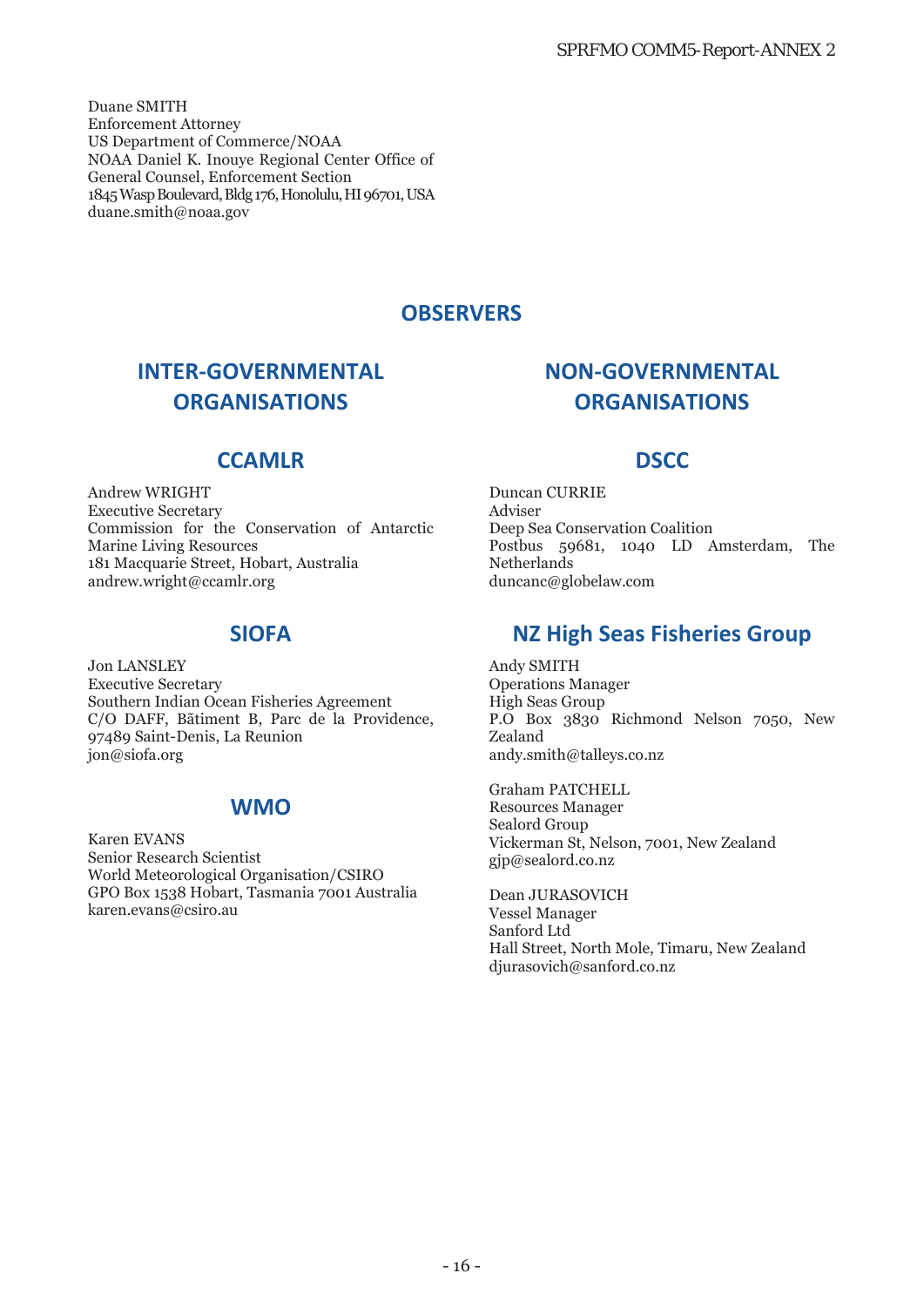Duane SMITH
Enforcement Attorney
US Department of Commerce/NOAA
NOAA Daniel K. Inouye Regional Center Office of General Counsel, Enforcement Section
1845 Wasp Boulevard, Bldg 176, Honolulu, HI 96701, USA
duane.smith@noaa.gov

## OBSERVERS

### INTER-GOVERNMENTAL ORGANISATIONS

#### CCAMLR

Andrew WRIGHT
Executive Secretary
Commission for the Conservation of Antarctic Marine Living Resources
181 Macquarie Street, Hobart, Australia
andrew.wright@ccamlr.org

#### SIOFA

Jon LANSLEY
Executive Secretary
Southern Indian Ocean Fisheries Agreement
C/O DAFF, Bâtiment B, Parc de la Providence, 97489 Saint-Denis, La Reunion
jon@siofa.org

#### WMO

Karen EVANS
Senior Research Scientist
World Meteorological Organisation/CSIRO
GPO Box 1538 Hobart, Tasmania 7001 Australia
karen.evans@csiro.au

### NON-GOVERNMENTAL ORGANISATIONS

#### DSCC

Duncan CURRIE
Adviser
Deep Sea Conservation Coalition
Postbus 59681, 1040 LD Amsterdam, The Netherlands
duncanc@globelaw.com

#### NZ High Seas Fisheries Group

Andy SMITH
Operations Manager
High Seas Group
P.O Box 3830 Richmond Nelson 7050, New Zealand
andy.smith@talleys.co.nz

Graham PATCHELL
Resources Manager
Sealord Group
Vickerman St, Nelson, 7001, New Zealand
gjp@sealord.co.nz

Dean JURASOVICH
Vessel Manager
Sanford Ltd
Hall Street, North Mole, Timaru, New Zealand
djurasovich@sanford.co.nz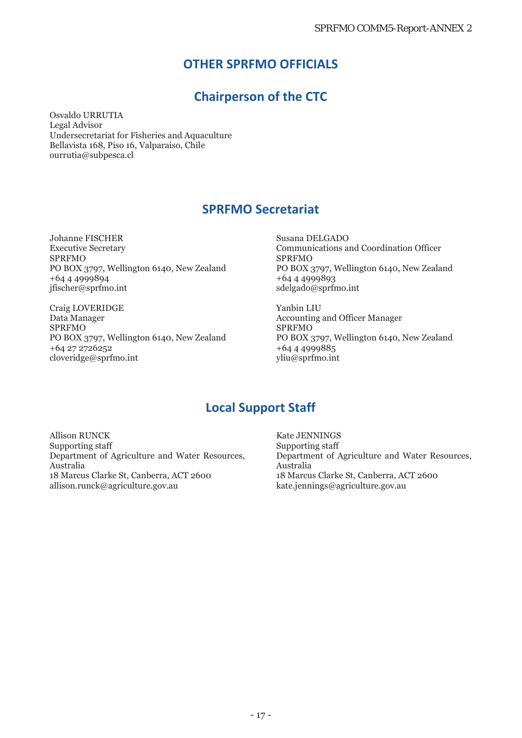# OTHER SPRFMO OFFICIALS

## Chairperson of the CTC

Osvaldo URRUTIA
Legal Advisor
Undersecretariat for Fisheries and Aquaculture
Bellavista 168, Piso 16, Valparaiso, Chile
ourrutia@subpesca.cl

## SPRFMO Secretariat

Johanne FISCHER
Executive Secretary
SPRFMO
PO BOX 3797, Wellington 6140, New Zealand
+64 4 4999894
jfischer@sprfmo.int

Craig LOVERIDGE
Data Manager
SPRFMO
PO BOX 3797, Wellington 6140, New Zealand
+64 27 2726252
cloveridge@sprfmo.int

Susana DELGADO
Communications and Coordination Officer
SPRFMO
PO BOX 3797, Wellington 6140, New Zealand
+64 4 4999893
sdelgado@sprfmo.int

Yanbin LIU
Accounting and Officer Manager
SPRFMO
PO BOX 3797, Wellington 6140, New Zealand
+64 4 4999885
yliu@sprfmo.int

## Local Support Staff

Allison RUNCK
Supporting staff
Department of Agriculture and Water Resources, Australia
18 Marcus Clarke St, Canberra, ACT 2600
allison.runck@agriculture.gov.au

Kate JENNINGS
Supporting staff
Department of Agriculture and Water Resources, Australia
18 Marcus Clarke St, Canberra, ACT 2600
kate.jennings@agriculture.gov.au